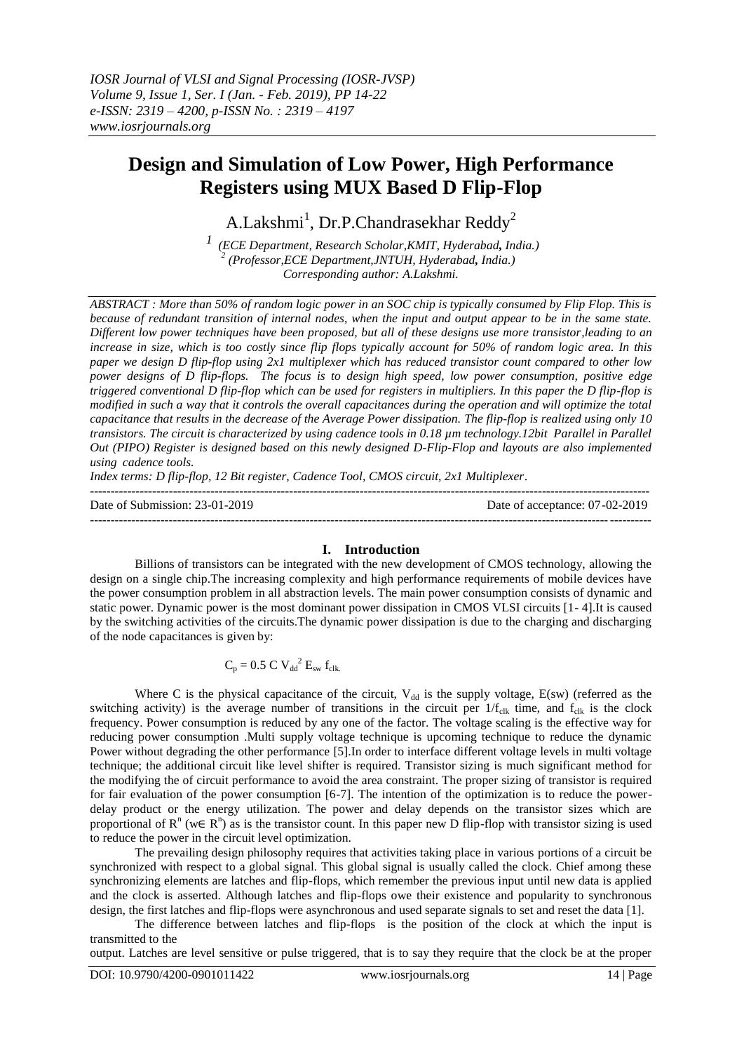# Design and Simulation of Low Power, High Performance Registers using MUX Based D Flip-Flop

A.Lakshmi[1], Dr.P.Chandrasekhar Reddy[2]

[1] (ECE Department, Research Scholar,KMIT, Hyderabad, India.)
[2] (Professor,ECE Department,JNTUH, Hyderabad, India.)
Corresponding author: A.Lakshmi.

*ABSTRACT : More than 50% of random logic power in an SOC chip is typically consumed by Flip Flop. This is because of redundant transition of internal nodes, when the input and output appear to be in the same state. Different low power techniques have been proposed, but all of these designs use more transistor,leading to an increase in size, which is too costly since flip flops typically account for 50% of random logic area. In this paper we design D flip-flop using 2x1 multiplexer which has reduced transistor count compared to other low power designs of D flip-flops. The focus is to design high speed, low power consumption, positive edge triggered conventional D flip-flop which can be used for registers in multipliers. In this paper the D flip-flop is modified in such a way that it controls the overall capacitances during the operation and will optimize the total capacitance that results in the decrease of the Average Power dissipation. The flip-flop is realized using only 10 transistors. The circuit is characterized by using cadence tools in 0.18 µm technology.12bit Parallel in Parallel Out (PIPO) Register is designed based on this newly designed D-Flip-Flop and layouts are also implemented using cadence tools.*

*Index terms: D flip-flop, 12 Bit register, Cadence Tool, CMOS circuit, 2x1 Multiplexer*.

Date of Submission: 23-01-2019 | Date of acceptance: 07-02-2019

## I. Introduction

Billions of transistors can be integrated with the new development of CMOS technology, allowing the design on a single chip.The increasing complexity and high performance requirements of mobile devices have the power consumption problem in all abstraction levels. The main power consumption consists of dynamic and static power. Dynamic power is the most dominant power dissipation in CMOS VLSI circuits [1- 4].It is caused by the switching activities of the circuits.The dynamic power dissipation is due to the charging and discharging of the node capacitances is given by:

$$C_p = 0.5\ C\ V_{dd}^2\ E_{sw}\ f_{clk.}$$

Where C is the physical capacitance of the circuit, $V_{dd}$ is the supply voltage, E(sw) (referred as the switching activity) is the average number of transitions in the circuit per $1/f_{clk}$ time, and $f_{clk}$ is the clock frequency. Power consumption is reduced by any one of the factor. The voltage scaling is the effective way for reducing power consumption .Multi supply voltage technique is upcoming technique to reduce the dynamic Power without degrading the other performance [5].In order to interface different voltage levels in multi voltage technique; the additional circuit like level shifter is required. Transistor sizing is much significant method for the modifying the of circuit performance to avoid the area constraint. The proper sizing of transistor is required for fair evaluation of the power consumption [6-7]. The intention of the optimization is to reduce the power-delay product or the energy utilization. The power and delay depends on the transistor sizes which are proportional of $R^n$ ($w\in R^n$) as is the transistor count. In this paper new D flip-flop with transistor sizing is used to reduce the power in the circuit level optimization.

The prevailing design philosophy requires that activities taking place in various portions of a circuit be synchronized with respect to a global signal. This global signal is usually called the clock. Chief among these synchronizing elements are latches and flip-flops, which remember the previous input until new data is applied and the clock is asserted. Although latches and flip-flops owe their existence and popularity to synchronous design, the first latches and flip-flops were asynchronous and used separate signals to set and reset the data [1].

The difference between latches and flip-flops is the position of the clock at which the input is transmitted to the output. Latches are level sensitive or pulse triggered, that is to say they require that the clock be at the proper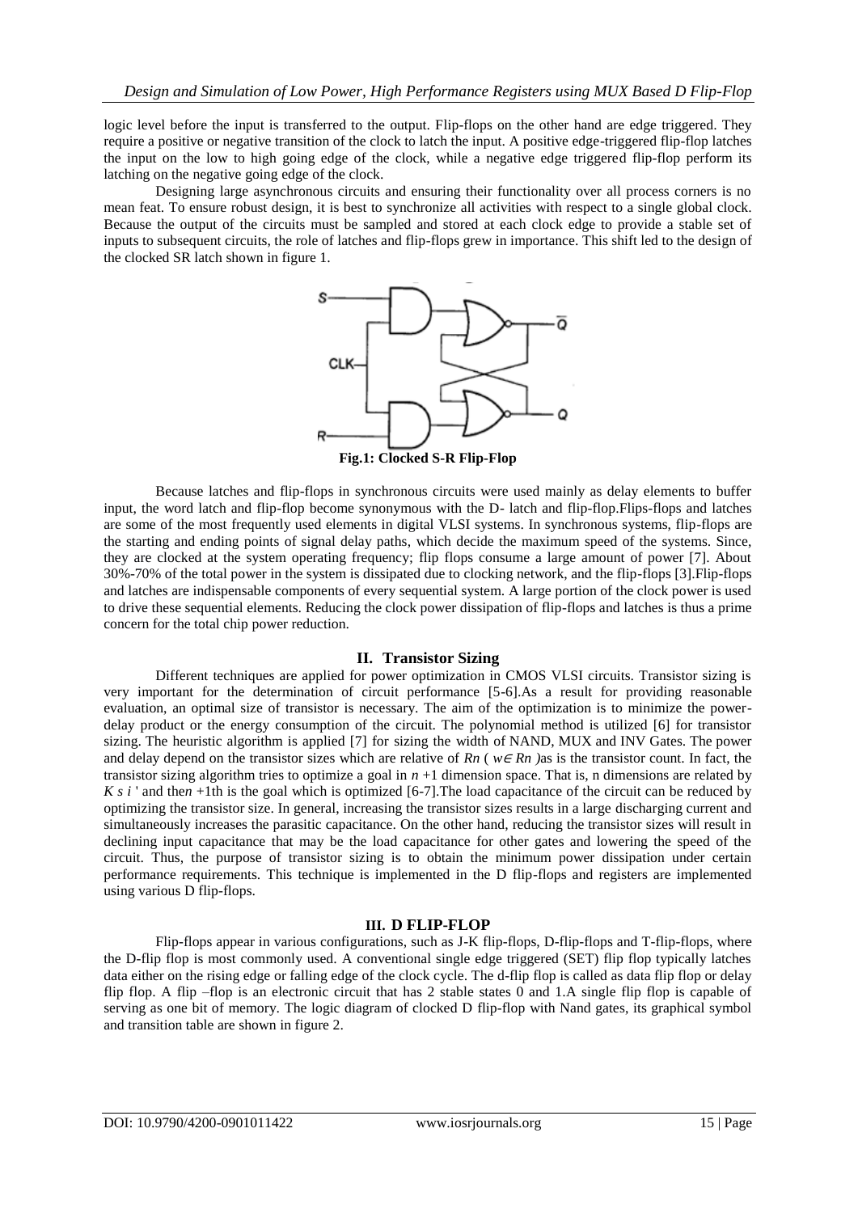logic level before the input is transferred to the output. Flip-flops on the other hand are edge triggered. They require a positive or negative transition of the clock to latch the input. A positive edge-triggered flip-flop latches the input on the low to high going edge of the clock, while a negative edge triggered flip-flop perform its latching on the negative going edge of the clock.

Designing large asynchronous circuits and ensuring their functionality over all process corners is no mean feat. To ensure robust design, it is best to synchronize all activities with respect to a single global clock. Because the output of the circuits must be sampled and stored at each clock edge to provide a stable set of inputs to subsequent circuits, the role of latches and flip-flops grew in importance. This shift led to the design of the clocked SR latch shown in figure 1.

**Fig.1: Clocked S-R Flip-Flop**

Because latches and flip-flops in synchronous circuits were used mainly as delay elements to buffer input, the word latch and flip-flop become synonymous with the D- latch and flip-flop.Flips-flops and latches are some of the most frequently used elements in digital VLSI systems. In synchronous systems, flip-flops are the starting and ending points of signal delay paths, which decide the maximum speed of the systems. Since, they are clocked at the system operating frequency; flip flops consume a large amount of power [7]. About 30%-70% of the total power in the system is dissipated due to clocking network, and the flip-flops [3].Flip-flops and latches are indispensable components of every sequential system. A large portion of the clock power is used to drive these sequential elements. Reducing the clock power dissipation of flip-flops and latches is thus a prime concern for the total chip power reduction.

## II. Transistor Sizing

Different techniques are applied for power optimization in CMOS VLSI circuits. Transistor sizing is very important for the determination of circuit performance [5-6].As a result for providing reasonable evaluation, an optimal size of transistor is necessary. The aim of the optimization is to minimize the power-delay product or the energy consumption of the circuit. The polynomial method is utilized [6] for transistor sizing. The heuristic algorithm is applied [7] for sizing the width of NAND, MUX and INV Gates. The power and delay depend on the transistor sizes which are relative of $Rn$ ( $w\in Rn$ )as is the transistor count. In fact, the transistor sizing algorithm tries to optimize a goal in $n$ +1 dimension space. That is, n dimensions are related by $K\ s\ i$ ' and the$n$ +1th is the goal which is optimized [6-7].The load capacitance of the circuit can be reduced by optimizing the transistor size. In general, increasing the transistor sizes results in a large discharging current and simultaneously increases the parasitic capacitance. On the other hand, reducing the transistor sizes will result in declining input capacitance that may be the load capacitance for other gates and lowering the speed of the circuit. Thus, the purpose of transistor sizing is to obtain the minimum power dissipation under certain performance requirements. This technique is implemented in the D flip-flops and registers are implemented using various D flip-flops.

## III. D FLIP-FLOP

Flip-flops appear in various configurations, such as J-K flip-flops, D-flip-flops and T-flip-flops, where the D-flip flop is most commonly used. A conventional single edge triggered (SET) flip flop typically latches data either on the rising edge or falling edge of the clock cycle. The d-flip flop is called as data flip flop or delay flip flop. A flip –flop is an electronic circuit that has 2 stable states 0 and 1.A single flip flop is capable of serving as one bit of memory. The logic diagram of clocked D flip-flop with Nand gates, its graphical symbol and transition table are shown in figure 2.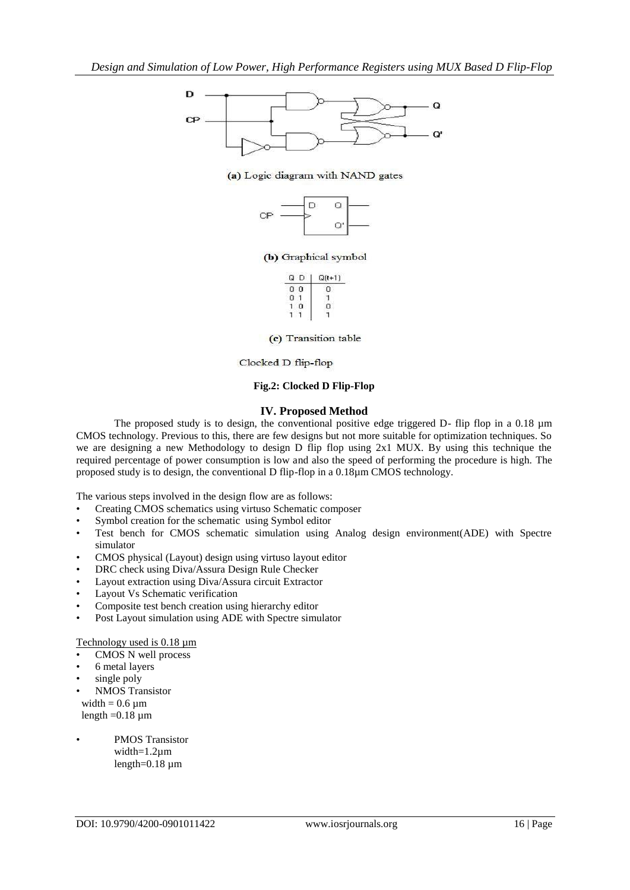(a) Logic diagram with NAND gates

(b) Graphical symbol

| Q D | Q(t+1) |
|---|---|
| 0 0 | 0 |
| 0 1 | 1 |
| 1 0 | 0 |
| 1 1 | 1 |

(c) Transition table

Clocked D flip-flop

**Fig.2: Clocked D Flip-Flop**

## IV. Proposed Method

The proposed study is to design, the conventional positive edge triggered D- flip flop in a 0.18 µm CMOS technology. Previous to this, there are few designs but not more suitable for optimization techniques. So we are designing a new Methodology to design D flip flop using 2x1 MUX. By using this technique the required percentage of power consumption is low and also the speed of performing the procedure is high. The proposed study is to design, the conventional D flip-flop in a 0.18µm CMOS technology.

The various steps involved in the design flow are as follows:

- Creating CMOS schematics using virtuso Schematic composer
- Symbol creation for the schematic using Symbol editor
- Test bench for CMOS schematic simulation using Analog design environment(ADE) with Spectre simulator
- CMOS physical (Layout) design using virtuso layout editor
- DRC check using Diva/Assura Design Rule Checker
- Layout extraction using Diva/Assura circuit Extractor
- Layout Vs Schematic verification
- Composite test bench creation using hierarchy editor
- Post Layout simulation using ADE with Spectre simulator

Technology used is 0.18 µm

- CMOS N well process
- 6 metal layers
- single poly
- NMOS Transistor
  width = 0.6 µm
  length =0.18 µm
- PMOS Transistor
  width=1.2µm
  length=0.18 µm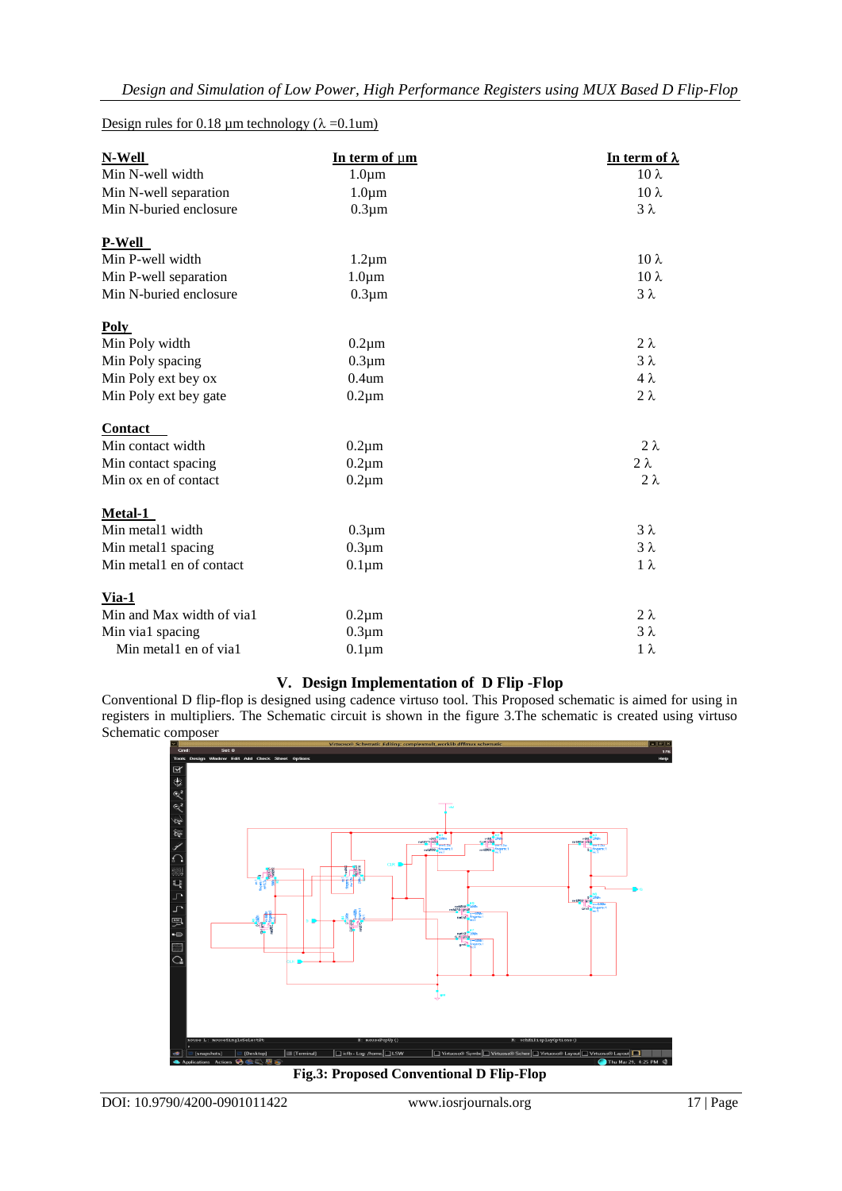Design rules for 0.18 µm technology (λ =0.1um)

| **N-Well** | **In term of µm** | **In term of λ** |
|---|---|---|
| Min N-well width | 1.0µm | 10 λ |
| Min N-well separation | 1.0µm | 10 λ |
| Min N-buried enclosure | 0.3µm | 3 λ |
| **P-Well** | | |
| Min P-well width | 1.2µm | 10 λ |
| Min P-well separation | 1.0µm | 10 λ |
| Min N-buried enclosure | 0.3µm | 3 λ |
| **Poly** | | |
| Min Poly width | 0.2µm | 2 λ |
| Min Poly spacing | 0.3µm | 3 λ |
| Min Poly ext bey ox | 0.4um | 4 λ |
| Min Poly ext bey gate | 0.2µm | 2 λ |
| **Contact** | | |
| Min contact width | 0.2µm | 2 λ |
| Min contact spacing | 0.2µm | 2 λ |
| Min ox en of contact | 0.2µm | 2 λ |
| **Metal-1** | | |
| Min metal1 width | 0.3µm | 3 λ |
| Min metal1 spacing | 0.3µm | 3 λ |
| Min metal1 en of contact | 0.1µm | 1 λ |
| **Via-1** | | |
| Min and Max width of via1 | 0.2µm | 2 λ |
| Min via1 spacing | 0.3µm | 3 λ |
| Min metal1 en of via1 | 0.1µm | 1 λ |

## V. Design Implementation of D Flip -Flop

Conventional D flip-flop is designed using cadence virtuso tool. This Proposed schematic is aimed for using in registers in multipliers. The Schematic circuit is shown in the figure 3.The schematic is created using virtuso Schematic composer

**Fig.3: Proposed Conventional D Flip-Flop**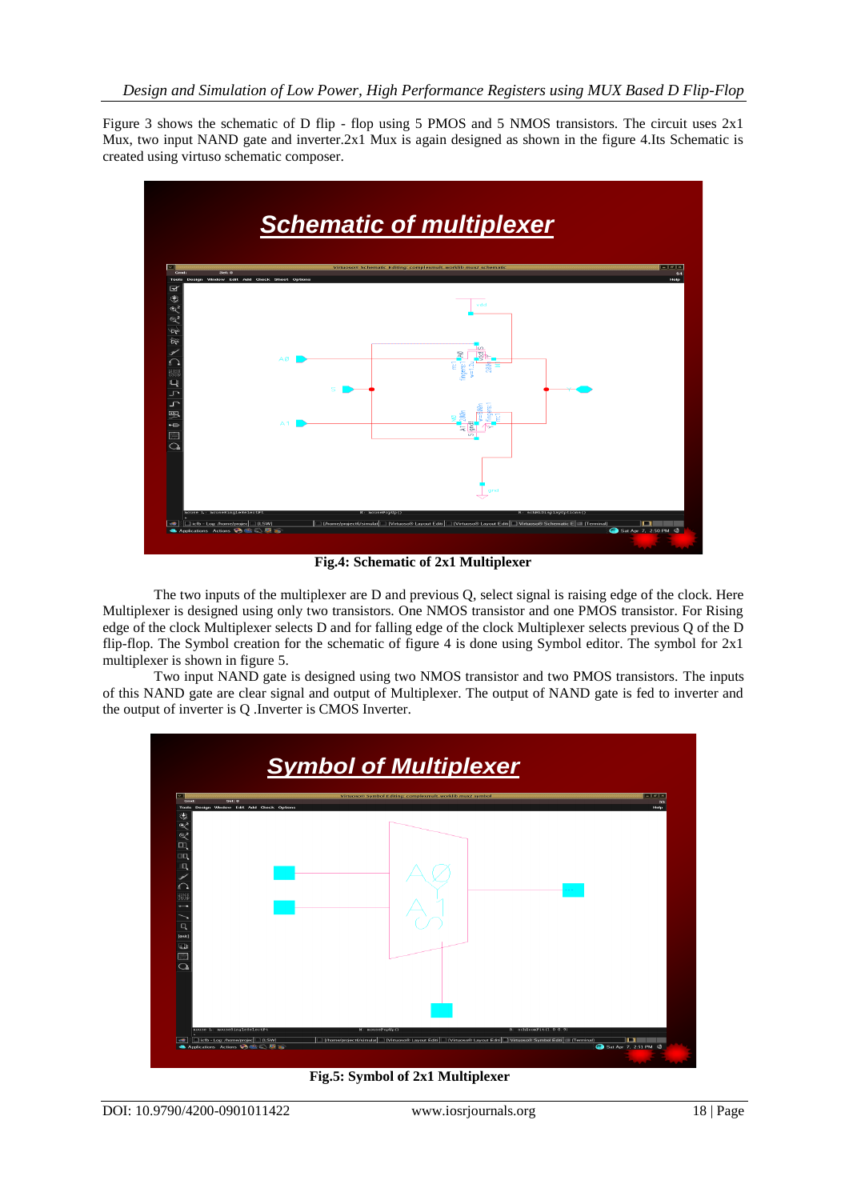Figure 3 shows the schematic of D flip - flop using 5 PMOS and 5 NMOS transistors. The circuit uses 2x1 Mux, two input NAND gate and inverter.2x1 Mux is again designed as shown in the figure 4.Its Schematic is created using virtuso schematic composer.

**Fig.4: Schematic of 2x1 Multiplexer**

The two inputs of the multiplexer are D and previous Q, select signal is raising edge of the clock. Here Multiplexer is designed using only two transistors. One NMOS transistor and one PMOS transistor. For Rising edge of the clock Multiplexer selects D and for falling edge of the clock Multiplexer selects previous Q of the D flip-flop. The Symbol creation for the schematic of figure 4 is done using Symbol editor. The symbol for 2x1 multiplexer is shown in figure 5.

Two input NAND gate is designed using two NMOS transistor and two PMOS transistors. The inputs of this NAND gate are clear signal and output of Multiplexer. The output of NAND gate is fed to inverter and the output of inverter is Q .Inverter is CMOS Inverter.

**Fig.5: Symbol of 2x1 Multiplexer**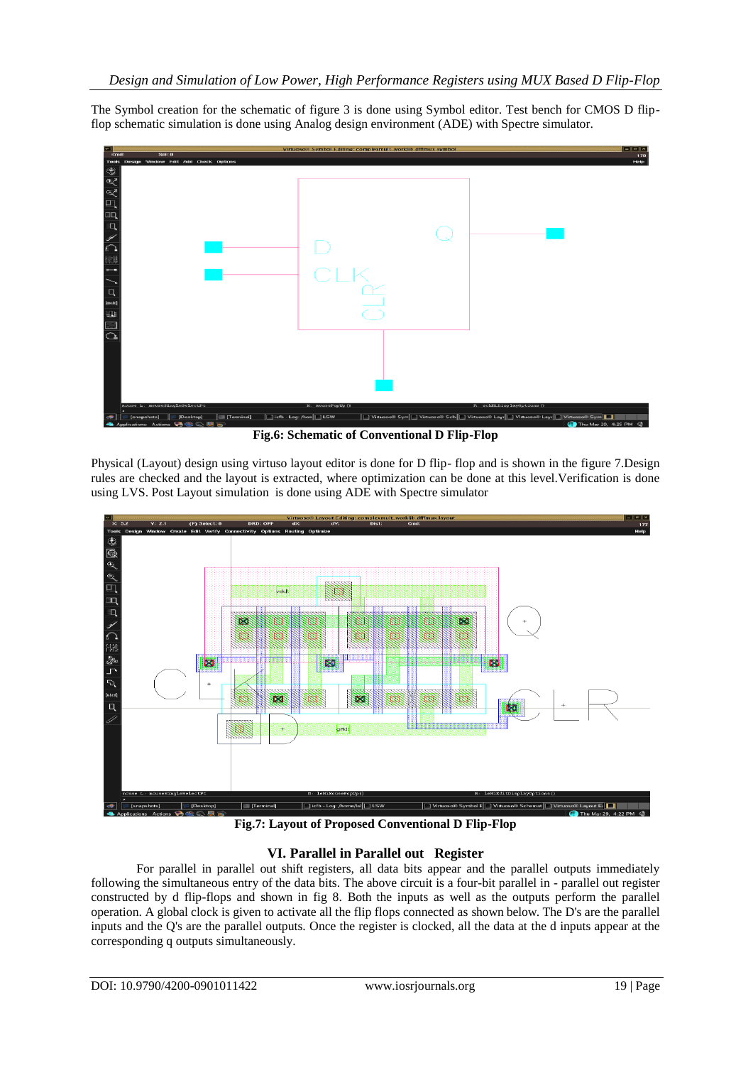The Symbol creation for the schematic of figure 3 is done using Symbol editor. Test bench for CMOS D flip-flop schematic simulation is done using Analog design environment (ADE) with Spectre simulator.

**Fig.6: Schematic of Conventional D Flip-Flop**

Physical (Layout) design using virtuso layout editor is done for D flip- flop and is shown in the figure 7.Design rules are checked and the layout is extracted, where optimization can be done at this level.Verification is done using LVS. Post Layout simulation is done using ADE with Spectre simulator

**Fig.7: Layout of Proposed Conventional D Flip-Flop**

## VI. Parallel in Parallel out Register

For parallel in parallel out shift registers, all data bits appear and the parallel outputs immediately following the simultaneous entry of the data bits. The above circuit is a four-bit parallel in - parallel out register constructed by d flip-flops and shown in fig 8. Both the inputs as well as the outputs perform the parallel operation. A global clock is given to activate all the flip flops connected as shown below. The D's are the parallel inputs and the Q's are the parallel outputs. Once the register is clocked, all the data at the d inputs appear at the corresponding q outputs simultaneously.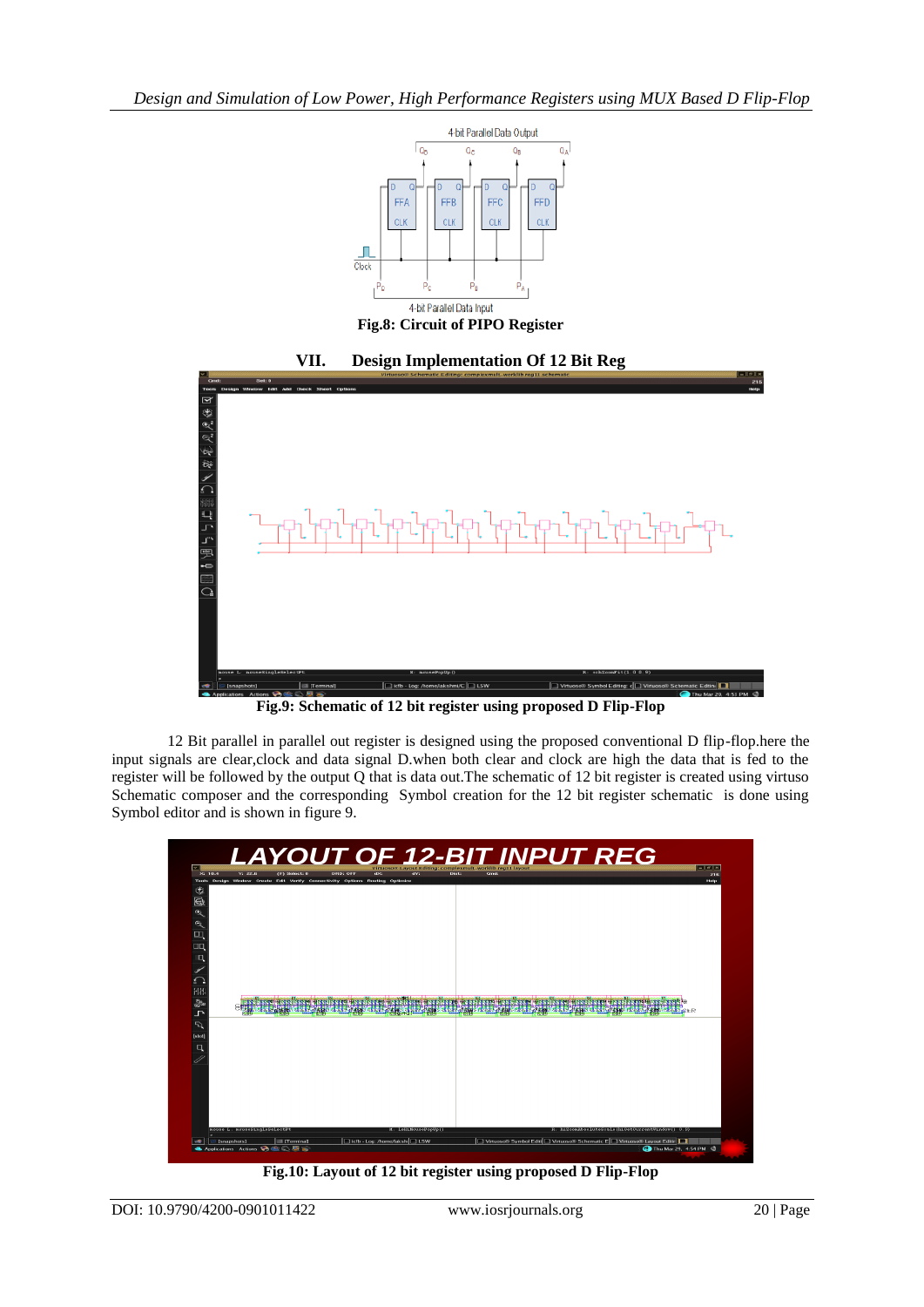Fig.8: Circuit of PIPO Register

## VII. Design Implementation Of 12 Bit Reg

Fig.9: Schematic of 12 bit register using proposed D Flip-Flop

12 Bit parallel in parallel out register is designed using the proposed conventional D flip-flop.here the input signals are clear,clock and data signal D.when both clear and clock are high the data that is fed to the register will be followed by the output Q that is data out.The schematic of 12 bit register is created using virtuso Schematic composer and the corresponding Symbol creation for the 12 bit register schematic is done using Symbol editor and is shown in figure 9.

Fig.10: Layout of 12 bit register using proposed D Flip-Flop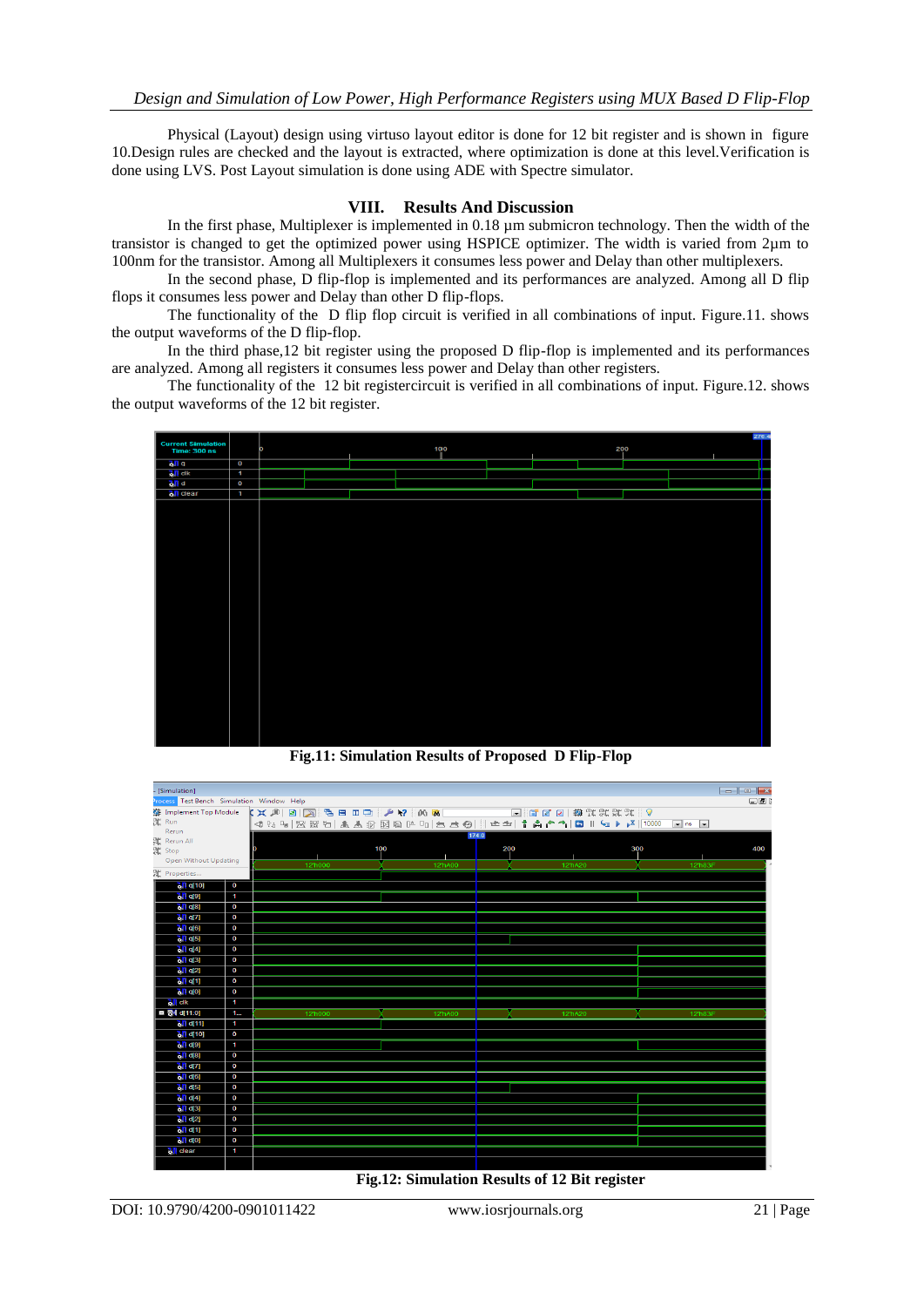Physical (Layout) design using virtuso layout editor is done for 12 bit register and is shown in figure 10.Design rules are checked and the layout is extracted, where optimization is done at this level.Verification is done using LVS. Post Layout simulation is done using ADE with Spectre simulator.

## VIII. Results And Discussion

In the first phase, Multiplexer is implemented in 0.18 µm submicron technology. Then the width of the transistor is changed to get the optimized power using HSPICE optimizer. The width is varied from 2µm to 100nm for the transistor. Among all Multiplexers it consumes less power and Delay than other multiplexers.

In the second phase, D flip-flop is implemented and its performances are analyzed. Among all D flip flops it consumes less power and Delay than other D flip-flops.

The functionality of the D flip flop circuit is verified in all combinations of input. Figure.11. shows the output waveforms of the D flip-flop.

In the third phase,12 bit register using the proposed D flip-flop is implemented and its performances are analyzed. Among all registers it consumes less power and Delay than other registers.

The functionality of the 12 bit registercircuit is verified in all combinations of input. Figure.12. shows the output waveforms of the 12 bit register.

**Fig.11: Simulation Results of Proposed D Flip-Flop**

**Fig.12: Simulation Results of 12 Bit register**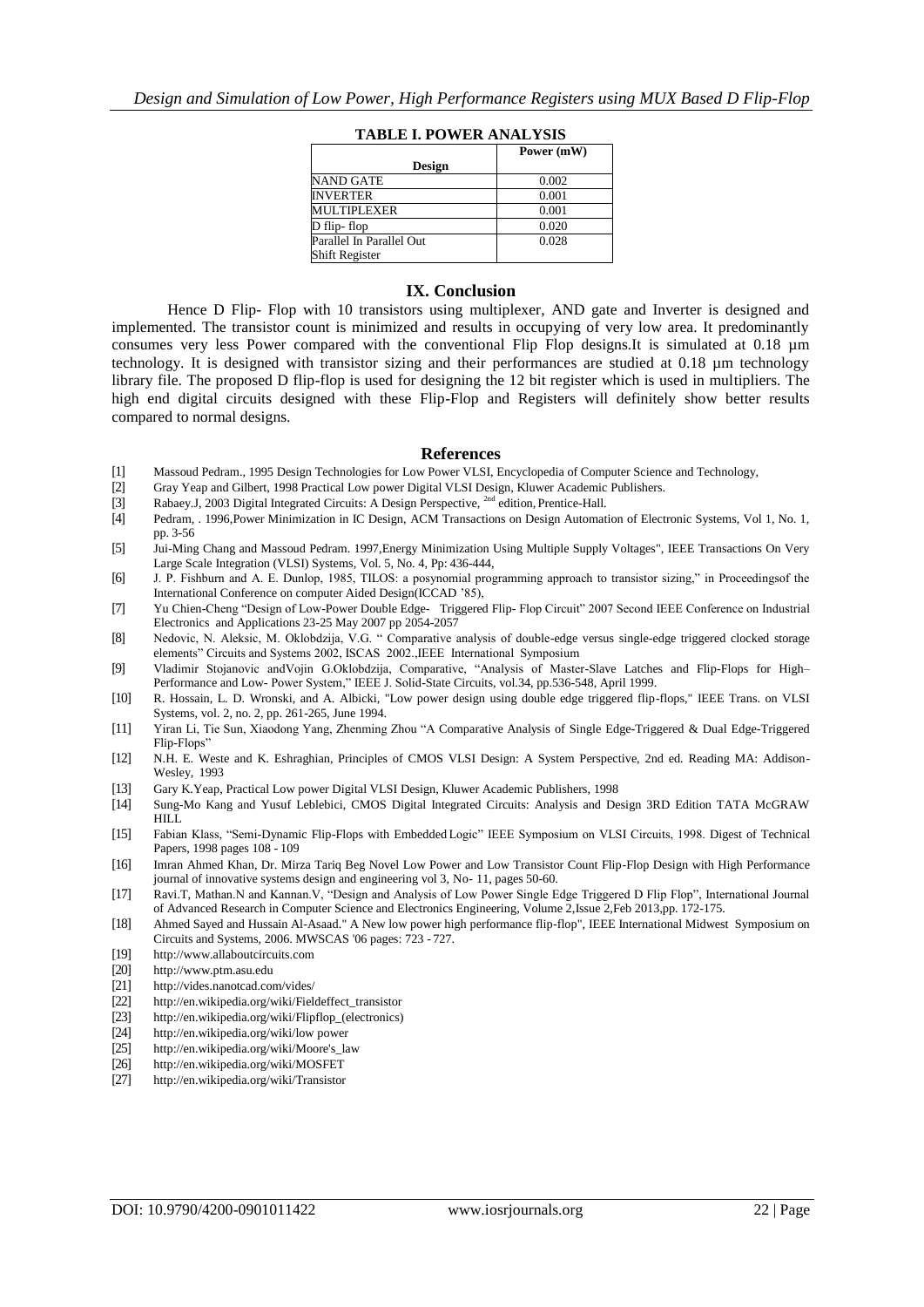**TABLE I. POWER ANALYSIS**

| Design | Power (mW) |
|---|---|
| NAND GATE | 0.002 |
| INVERTER | 0.001 |
| MULTIPLEXER | 0.001 |
| D flip- flop | 0.020 |
| Parallel In Parallel Out Shift Register | 0.028 |

## IX. Conclusion

Hence D Flip- Flop with 10 transistors using multiplexer, AND gate and Inverter is designed and implemented. The transistor count is minimized and results in occupying of very low area. It predominantly consumes very less Power compared with the conventional Flip Flop designs.It is simulated at 0.18 µm technology. It is designed with transistor sizing and their performances are studied at 0.18 µm technology library file. The proposed D flip-flop is used for designing the 12 bit register which is used in multipliers. The high end digital circuits designed with these Flip-Flop and Registers will definitely show better results compared to normal designs.

## References

[1] Massoud Pedram., 1995 Design Technologies for Low Power VLSI, Encyclopedia of Computer Science and Technology,

[2] Gray Yeap and Gilbert, 1998 Practical Low power Digital VLSI Design, Kluwer Academic Publishers.

[3] Rabaey.J, 2003 Digital Integrated Circuits: A Design Perspective, 2nd edition, Prentice-Hall.

[4] Pedram, . 1996,Power Minimization in IC Design, ACM Transactions on Design Automation of Electronic Systems, Vol 1, No. 1, pp. 3-56

[5] Jui-Ming Chang and Massoud Pedram. 1997,Energy Minimization Using Multiple Supply Voltages", IEEE Transactions On Very Large Scale Integration (VLSI) Systems, Vol. 5, No. 4, Pp: 436-444,

[6] J. P. Fishburn and A. E. Dunlop, 1985, TILOS: a posynomial programming approach to transistor sizing," in Proceedingsof the International Conference on computer Aided Design(ICCAD '85),

[7] Yu Chien-Cheng "Design of Low-Power Double Edge- Triggered Flip- Flop Circuit" 2007 Second IEEE Conference on Industrial Electronics and Applications 23-25 May 2007 pp 2054-2057

[8] Nedovic, N. Aleksic, M. Oklobdzija, V.G. " Comparative analysis of double-edge versus single-edge triggered clocked storage elements" Circuits and Systems 2002, ISCAS 2002.,IEEE International Symposium

[9] Vladimir Stojanovic andVojin G.Oklobdzija, Comparative, "Analysis of Master-Slave Latches and Flip-Flops for High–Performance and Low- Power System," IEEE J. Solid-State Circuits, vol.34, pp.536-548, April 1999.

[10] R. Hossain, L. D. Wronski, and A. Albicki, "Low power design using double edge triggered flip-flops," IEEE Trans. on VLSI Systems, vol. 2, no. 2, pp. 261-265, June 1994.

[11] Yiran Li, Tie Sun, Xiaodong Yang, Zhenming Zhou "A Comparative Analysis of Single Edge-Triggered & Dual Edge-Triggered Flip-Flops"

[12] N.H. E. Weste and K. Eshraghian, Principles of CMOS VLSI Design: A System Perspective, 2nd ed. Reading MA: Addison-Wesley, 1993

[13] Gary K.Yeap, Practical Low power Digital VLSI Design, Kluwer Academic Publishers, 1998

[14] Sung-Mo Kang and Yusuf Leblebici, CMOS Digital Integrated Circuits: Analysis and Design 3RD Edition TATA McGRAW HILL

[15] Fabian Klass, "Semi-Dynamic Flip-Flops with Embedded Logic" IEEE Symposium on VLSI Circuits, 1998. Digest of Technical Papers, 1998 pages 108 - 109

[16] Imran Ahmed Khan, Dr. Mirza Tariq Beg Novel Low Power and Low Transistor Count Flip-Flop Design with High Performance journal of innovative systems design and engineering vol 3, No- 11, pages 50-60.

[17] Ravi.T, Mathan.N and Kannan.V, "Design and Analysis of Low Power Single Edge Triggered D Flip Flop", International Journal of Advanced Research in Computer Science and Electronics Engineering, Volume 2,Issue 2,Feb 2013,pp. 172-175.

[18] Ahmed Sayed and Hussain Al-Asaad." A New low power high performance flip-flop", IEEE International Midwest Symposium on Circuits and Systems, 2006. MWSCAS '06 pages: 723 - 727.

[19] http://www.allaboutcircuits.com

[20] http://www.ptm.asu.edu

[21] http://vides.nanotcad.com/vides/

[22] http://en.wikipedia.org/wiki/Fieldeffect_transistor

[23] http://en.wikipedia.org/wiki/Flipflop_(electronics)

[24] http://en.wikipedia.org/wiki/low power

[25] http://en.wikipedia.org/wiki/Moore's_law

[26] http://en.wikipedia.org/wiki/MOSFET

[27] http://en.wikipedia.org/wiki/Transistor